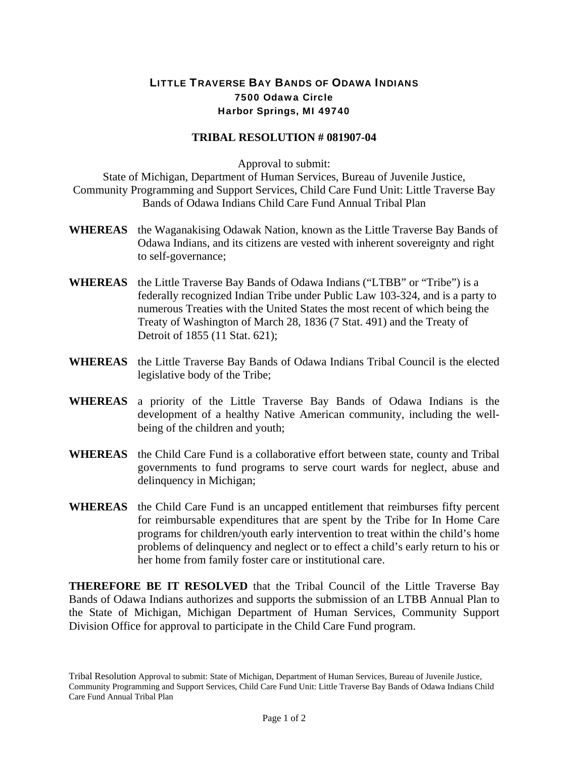# LITTLE TRAVERSE BAY BANDS OF ODAWA INDIANS

**7500 Odawa Circle**
**Harbor Springs, MI 49740**

## TRIBAL RESOLUTION # 081907-04

Approval to submit:
State of Michigan, Department of Human Services, Bureau of Juvenile Justice, Community Programming and Support Services, Child Care Fund Unit: Little Traverse Bay Bands of Odawa Indians Child Care Fund Annual Tribal Plan

**WHEREAS** the Waganakising Odawak Nation, known as the Little Traverse Bay Bands of Odawa Indians, and its citizens are vested with inherent sovereignty and right to self-governance;

**WHEREAS** the Little Traverse Bay Bands of Odawa Indians ("LTBB" or "Tribe") is a federally recognized Indian Tribe under Public Law 103-324, and is a party to numerous Treaties with the United States the most recent of which being the Treaty of Washington of March 28, 1836 (7 Stat. 491) and the Treaty of Detroit of 1855 (11 Stat. 621);

**WHEREAS** the Little Traverse Bay Bands of Odawa Indians Tribal Council is the elected legislative body of the Tribe;

**WHEREAS** a priority of the Little Traverse Bay Bands of Odawa Indians is the development of a healthy Native American community, including the well-being of the children and youth;

**WHEREAS** the Child Care Fund is a collaborative effort between state, county and Tribal governments to fund programs to serve court wards for neglect, abuse and delinquency in Michigan;

**WHEREAS** the Child Care Fund is an uncapped entitlement that reimburses fifty percent for reimbursable expenditures that are spent by the Tribe for In Home Care programs for children/youth early intervention to treat within the child's home problems of delinquency and neglect or to effect a child's early return to his or her home from family foster care or institutional care.

**THEREFORE BE IT RESOLVED** that the Tribal Council of the Little Traverse Bay Bands of Odawa Indians authorizes and supports the submission of an LTBB Annual Plan to the State of Michigan, Michigan Department of Human Services, Community Support Division Office for approval to participate in the Child Care Fund program.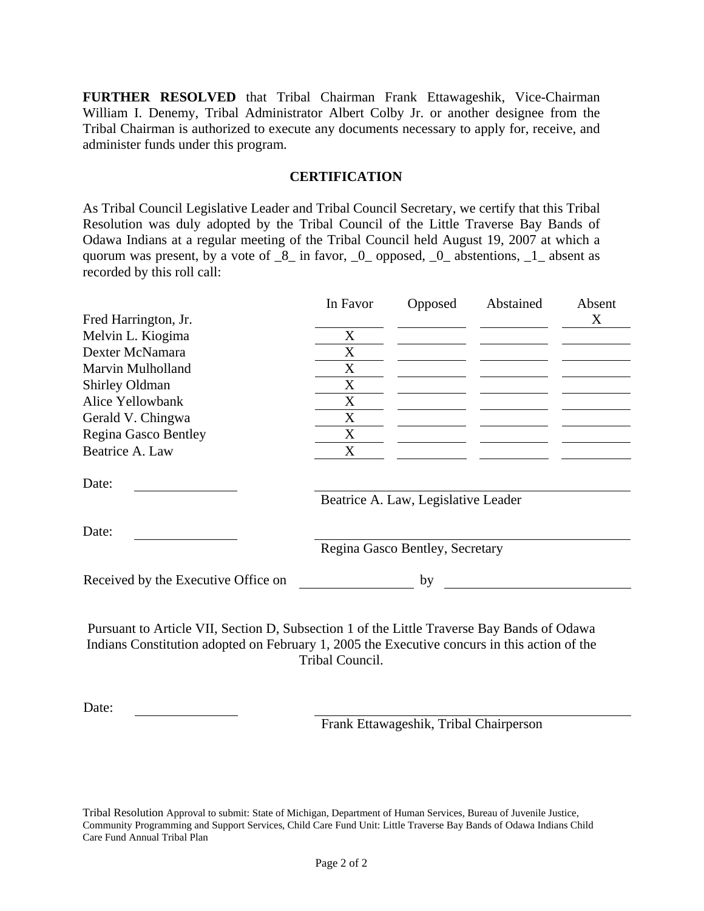**FURTHER RESOLVED** that Tribal Chairman Frank Ettawageshik, Vice-Chairman William I. Denemy, Tribal Administrator Albert Colby Jr. or another designee from the Tribal Chairman is authorized to execute any documents necessary to apply for, receive, and administer funds under this program.

## CERTIFICATION

As Tribal Council Legislative Leader and Tribal Council Secretary, we certify that this Tribal Resolution was duly adopted by the Tribal Council of the Little Traverse Bay Bands of Odawa Indians at a regular meeting of the Tribal Council held August 19, 2007 at which a quorum was present, by a vote of _8_ in favor, _0_ opposed, _0_ abstentions, _1_ absent as recorded by this roll call:

| | In Favor | Opposed | Abstained | Absent |
|---|---|---|---|---|
| Fred Harrington, Jr. | | | | X |
| Melvin L. Kiogima | X | | | |
| Dexter McNamara | X | | | |
| Marvin Mulholland | X | | | |
| Shirley Oldman | X | | | |
| Alice Yellowbank | X | | | |
| Gerald V. Chingwa | X | | | |
| Regina Gasco Bentley | X | | | |
| Beatrice A. Law | X | | | |

Date: ______________ ______________________________

Beatrice A. Law, Legislative Leader

Date: ______________ ______________________________

Regina Gasco Bentley, Secretary

Received by the Executive Office on ______________ by ______________________

Pursuant to Article VII, Section D, Subsection 1 of the Little Traverse Bay Bands of Odawa Indians Constitution adopted on February 1, 2005 the Executive concurs in this action of the Tribal Council.

Date: ______________ ______________________________

Frank Ettawageshik, Tribal Chairperson

Tribal Resolution Approval to submit: State of Michigan, Department of Human Services, Bureau of Juvenile Justice, Community Programming and Support Services, Child Care Fund Unit: Little Traverse Bay Bands of Odawa Indians Child Care Fund Annual Tribal Plan